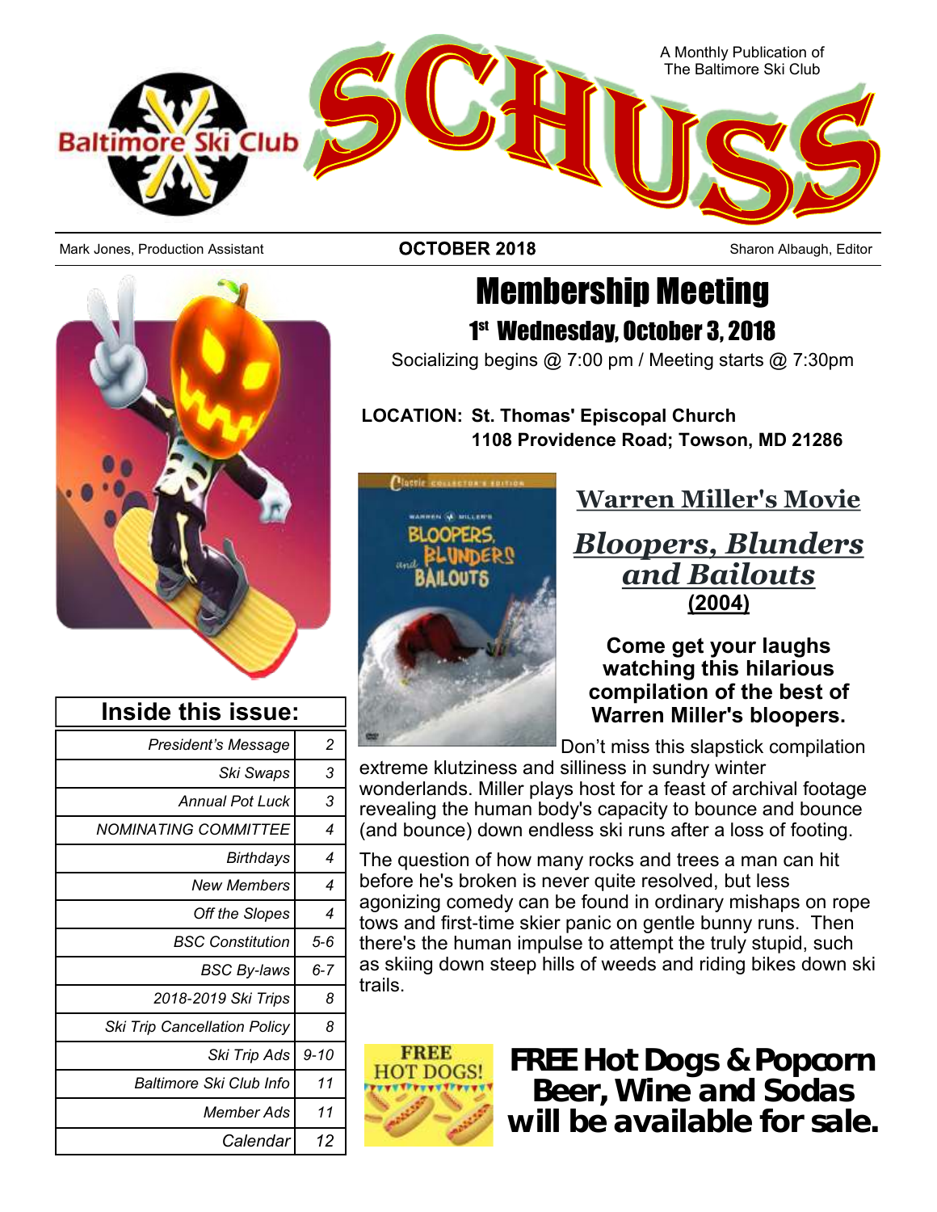# SCHUSS

A Monthly Publication of The Baltimore Ski Club

Mark Jones, Production Assistant | **OCTOBER 2018** | Sharon Albaugh, Editor

# Membership Meeting

## 1st Wednesday, October 3, 2018

Socializing begins @ 7:00 pm / Meeting starts @ 7:30pm

**LOCATION: St. Thomas' Episcopal Church**
**1108 Providence Road; Towson, MD 21286**

## Warren Miller's Movie

## *Bloopers, Blunders and Bailouts*

**(2004)**

**Come get your laughs watching this hilarious compilation of the best of Warren Miller's bloopers.**

Don't miss this slapstick compilation extreme klutziness and silliness in sundry winter wonderlands. Miller plays host for a feast of archival footage revealing the human body's capacity to bounce and bounce (and bounce) down endless ski runs after a loss of footing.

The question of how many rocks and trees a man can hit before he's broken is never quite resolved, but less agonizing comedy can be found in ordinary mishaps on rope tows and first-time skier panic on gentle bunny runs. Then there's the human impulse to attempt the truly stupid, such as skiing down steep hills of weeds and riding bikes down ski trails.

**FREE Hot Dogs & Popcorn**
**Beer, Wine and Sodas will be available for sale.**

## Inside this issue:

| | |
|---|---|
| *President's Message* | *2* |
| *Ski Swaps* | *3* |
| *Annual Pot Luck* | *3* |
| *NOMINATING COMMITTEE* | *4* |
| *Birthdays* | *4* |
| *New Members* | *4* |
| *Off the Slopes* | *4* |
| *BSC Constitution* | *5-6* |
| *BSC By-laws* | *6-7* |
| *2018-2019 Ski Trips* | *8* |
| *Ski Trip Cancellation Policy* | *8* |
| *Ski Trip Ads* | *9-10* |
| *Baltimore Ski Club Info* | *11* |
| *Member Ads* | *11* |
| *Calendar* | *12* |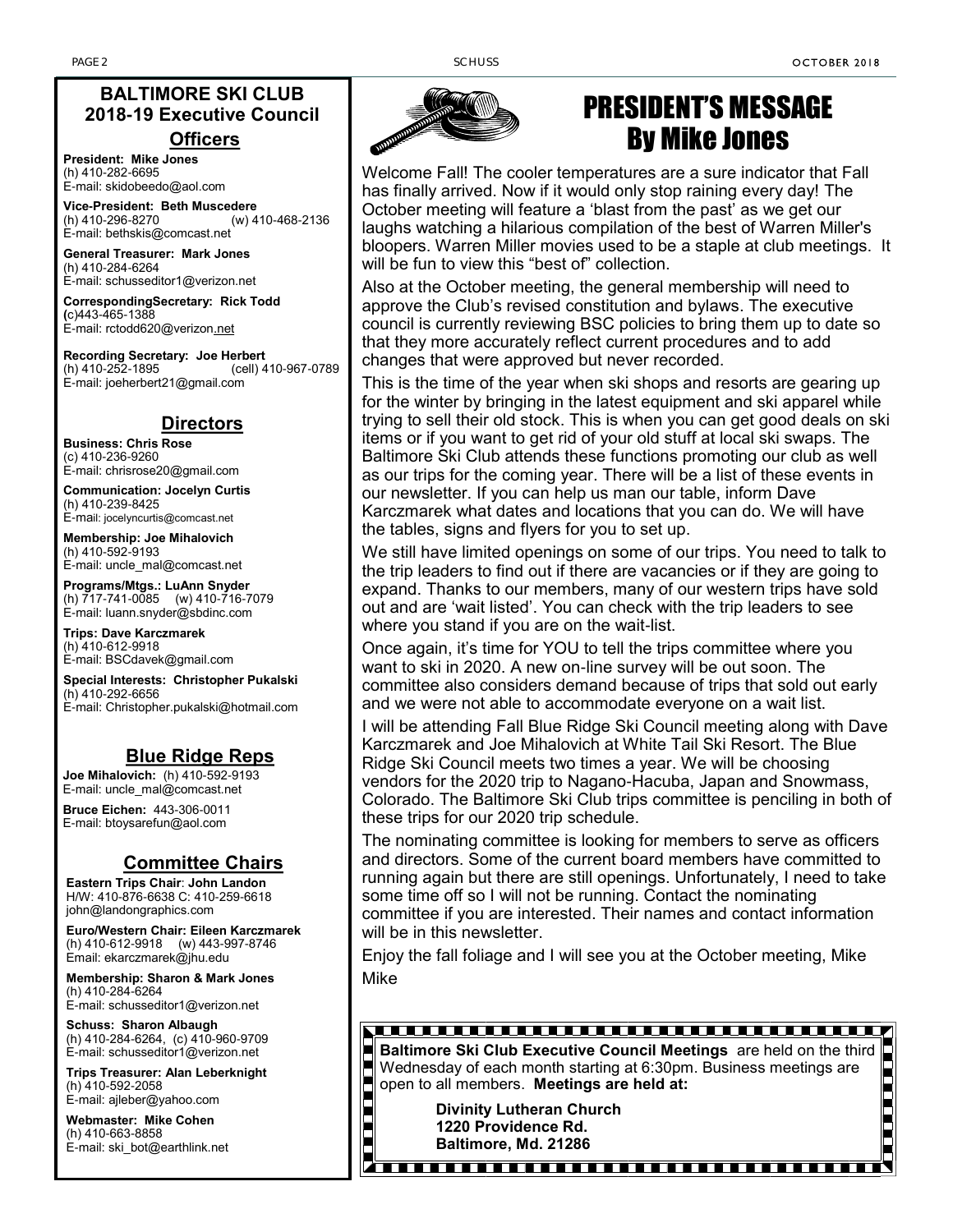## BALTIMORE SKI CLUB
## 2018-19 Executive Council

### Officers

**President: Mike Jones**
(h) 410-282-6695
E-mail: skidobeedo@aol.com

**Vice-President: Beth Muscedere**
(h) 410-296-8270 (w) 410-468-2136
E-mail: bethskis@comcast.net

**General Treasurer: Mark Jones**
(h) 410-284-6264
E-mail: schusseditor1@verizon.net

**CorrespondingSecretary: Rick Todd**
(c)443-465-1388
E-mail: rctodd620@verizon.net

**Recording Secretary: Joe Herbert**
(h) 410-252-1895 (cell) 410-967-0789
E-mail: joeherbert21@gmail.com

### Directors

**Business: Chris Rose**
(c) 410-236-9260
E-mail: chrisrose20@gmail.com

**Communication: Jocelyn Curtis**
(h) 410-239-8425
E-mail: jocelyncurtis@comcast.net

**Membership: Joe Mihalovich**
(h) 410-592-9193
E-mail: uncle_mal@comcast.net

**Programs/Mtgs.: LuAnn Snyder**
(h) 717-741-0085 (w) 410-716-7079
E-mail: luann.snyder@sbdinc.com

**Trips: Dave Karczmarek**
(h) 410-612-9918
E-mail: BSCdavek@gmail.com

**Special Interests: Christopher Pukalski**
(h) 410-292-6656
E-mail: Christopher.pukalski@hotmail.com

### Blue Ridge Reps

**Joe Mihalovich:** (h) 410-592-9193
E-mail: uncle_mal@comcast.net

**Bruce Eichen:** 443-306-0011
E-mail: btoysarefun@aol.com

### Committee Chairs

**Eastern Trips Chair: John Landon**
H/W: 410-876-6638 C: 410-259-6618
john@landongraphics.com

**Euro/Western Chair: Eileen Karczmarek**
(h) 410-612-9918 (w) 443-997-8746
Email: ekarczmarek@jhu.edu

**Membership: Sharon & Mark Jones**
(h) 410-284-6264
E-mail: schusseditor1@verizon.net

**Schuss: Sharon Albaugh**
(h) 410-284-6264, (c) 410-960-9709
E-mail: schusseditor1@verizon.net

**Trips Treasurer: Alan Leberknight**
(h) 410-592-2058
E-mail: ajleber@yahoo.com

**Webmaster: Mike Cohen**
(h) 410-663-8858
E-mail: ski_bot@earthlink.net

# PRESIDENT'S MESSAGE
## By Mike Jones

Welcome Fall! The cooler temperatures are a sure indicator that Fall has finally arrived. Now if it would only stop raining every day! The October meeting will feature a 'blast from the past' as we get our laughs watching a hilarious compilation of the best of Warren Miller's bloopers. Warren Miller movies used to be a staple at club meetings. It will be fun to view this "best of" collection.

Also at the October meeting, the general membership will need to approve the Club's revised constitution and bylaws. The executive council is currently reviewing BSC policies to bring them up to date so that they more accurately reflect current procedures and to add changes that were approved but never recorded.

This is the time of the year when ski shops and resorts are gearing up for the winter by bringing in the latest equipment and ski apparel while trying to sell their old stock. This is when you can get good deals on ski items or if you want to get rid of your old stuff at local ski swaps. The Baltimore Ski Club attends these functions promoting our club as well as our trips for the coming year. There will be a list of these events in our newsletter. If you can help us man our table, inform Dave Karczmarek what dates and locations that you can do. We will have the tables, signs and flyers for you to set up.

We still have limited openings on some of our trips. You need to talk to the trip leaders to find out if there are vacancies or if they are going to expand. Thanks to our members, many of our western trips have sold out and are 'wait listed'. You can check with the trip leaders to see where you stand if you are on the wait-list.

Once again, it's time for YOU to tell the trips committee where you want to ski in 2020. A new on-line survey will be out soon. The committee also considers demand because of trips that sold out early and we were not able to accommodate everyone on a wait list.

I will be attending Fall Blue Ridge Ski Council meeting along with Dave Karczmarek and Joe Mihalovich at White Tail Ski Resort. The Blue Ridge Ski Council meets two times a year. We will be choosing vendors for the 2020 trip to Nagano-Hacuba, Japan and Snowmass, Colorado. The Baltimore Ski Club trips committee is penciling in both of these trips for our 2020 trip schedule.

The nominating committee is looking for members to serve as officers and directors. Some of the current board members have committed to running again but there are still openings. Unfortunately, I need to take some time off so I will not be running. Contact the nominating committee if you are interested. Their names and contact information will be in this newsletter.

Enjoy the fall foliage and I will see you at the October meeting, Mike

Mike

**Baltimore Ski Club Executive Council Meetings** are held on the third Wednesday of each month starting at 6:30pm. Business meetings are open to all members. **Meetings are held at:**

**Divinity Lutheran Church**
**1220 Providence Rd.**
**Baltimore, Md. 21286**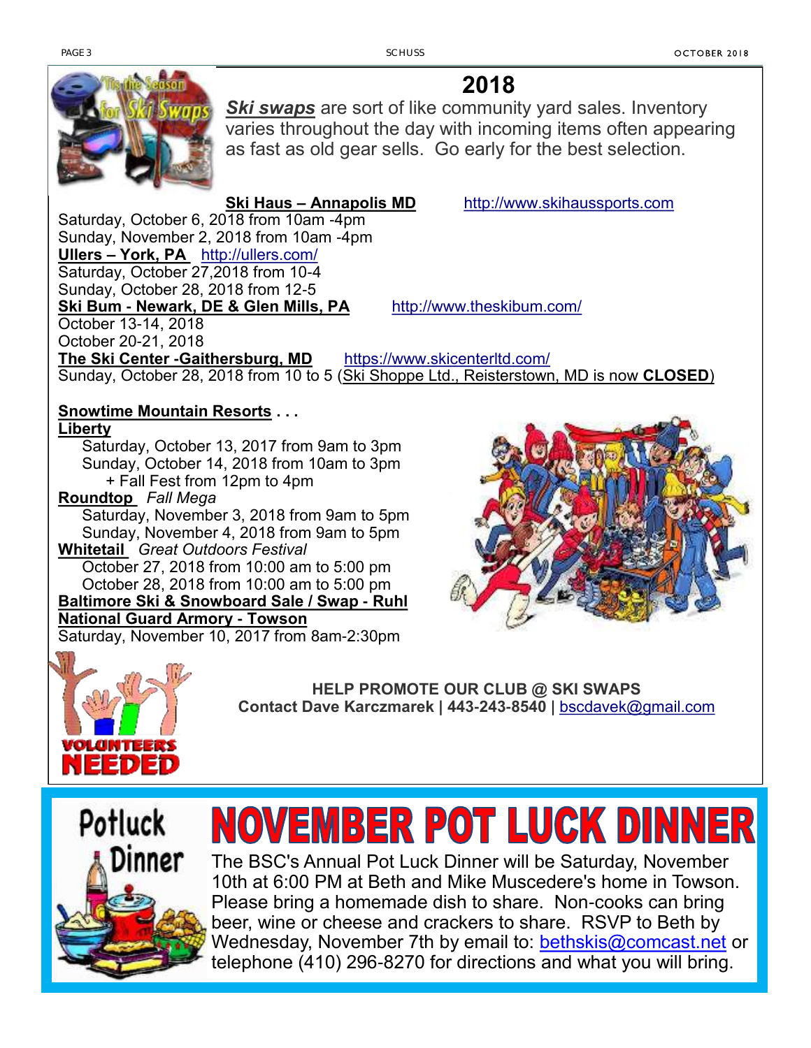# 2018

***Ski swaps*** are sort of like community yard sales. Inventory varies throughout the day with incoming items often appearing as fast as old gear sells. Go early for the best selection.

**Ski Haus – Annapolis MD** http://www.skihaussports.com
Saturday, October 6, 2018 from 10am -4pm
Sunday, November 2, 2018 from 10am -4pm

**Ullers – York, PA** http://ullers.com/
Saturday, October 27,2018 from 10-4
Sunday, October 28, 2018 from 12-5

**Ski Bum - Newark, DE & Glen Mills, PA** http://www.theskibum.com/
October 13-14, 2018
October 20-21, 2018

**The Ski Center -Gaithersburg, MD** https://www.skicenterltd.com/
Sunday, October 28, 2018 from 10 to 5 (Ski Shoppe Ltd., Reisterstown, MD is now **CLOSED**)

**Snowtime Mountain Resorts . . .**

**Liberty**
Saturday, October 13, 2017 from 9am to 3pm
Sunday, October 14, 2018 from 10am to 3pm
+ Fall Fest from 12pm to 4pm

**Roundtop** *Fall Mega*
Saturday, November 3, 2018 from 9am to 5pm
Sunday, November 4, 2018 from 9am to 5pm

**Whitetail** *Great Outdoors Festival*
October 27, 2018 from 10:00 am to 5:00 pm
October 28, 2018 from 10:00 am to 5:00 pm

**Baltimore Ski & Snowboard Sale / Swap - Ruhl National Guard Armory - Towson**
Saturday, November 10, 2017 from 8am-2:30pm

**HELP PROMOTE OUR CLUB @ SKI SWAPS**
**Contact Dave Karczmarek | 443-243-8540** | bscdavek@gmail.com

# NOVEMBER POT LUCK DINNER

The BSC's Annual Pot Luck Dinner will be Saturday, November 10th at 6:00 PM at Beth and Mike Muscedere's home in Towson. Please bring a homemade dish to share. Non-cooks can bring beer, wine or cheese and crackers to share. RSVP to Beth by Wednesday, November 7th by email to: bethskis@comcast.net or telephone (410) 296-8270 for directions and what you will bring.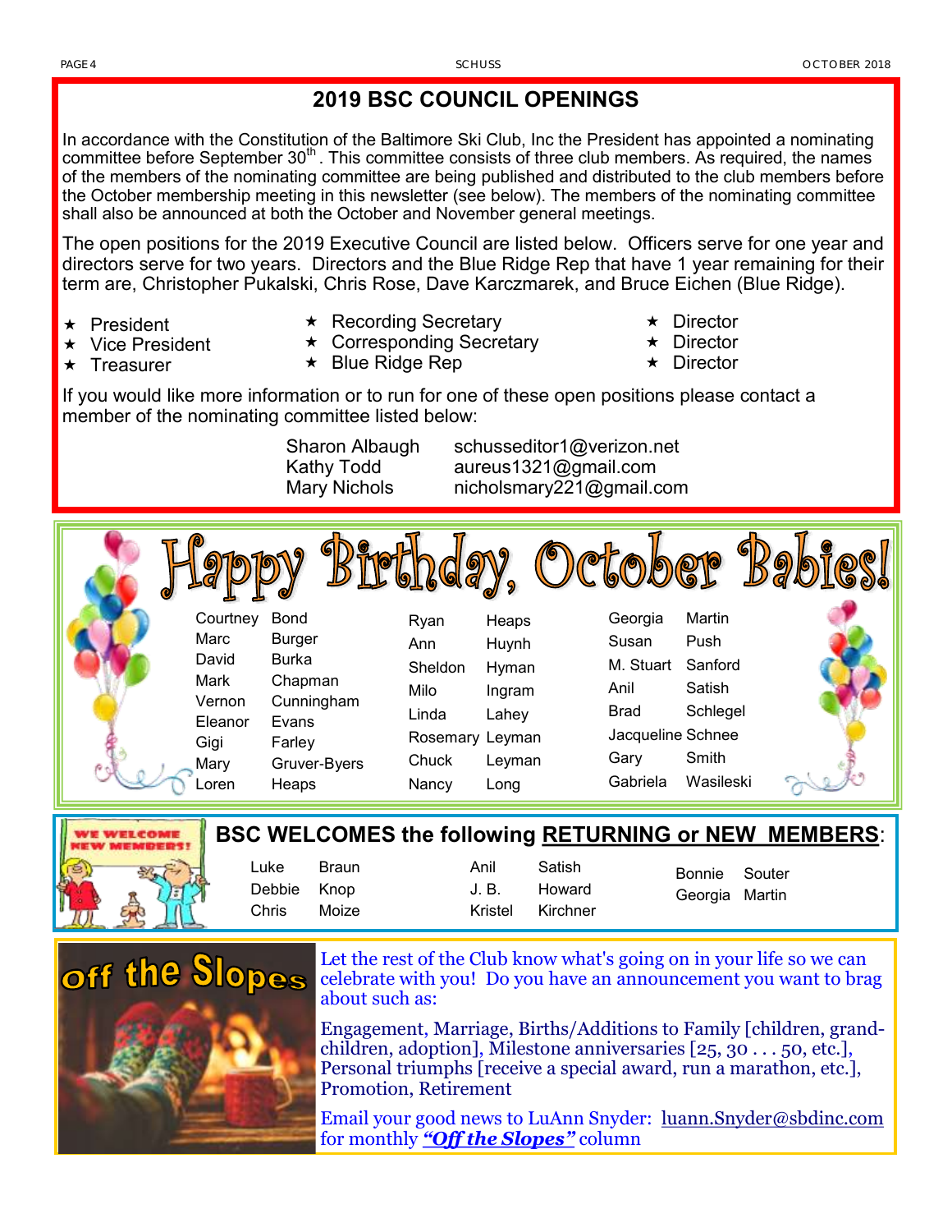## 2019 BSC COUNCIL OPENINGS

In accordance with the Constitution of the Baltimore Ski Club, Inc the President has appointed a nominating committee before September 30th. This committee consists of three club members. As required, the names of the members of the nominating committee are being published and distributed to the club members before the October membership meeting in this newsletter (see below). The members of the nominating committee shall also be announced at both the October and November general meetings.

The open positions for the 2019 Executive Council are listed below. Officers serve for one year and directors serve for two years. Directors and the Blue Ridge Rep that have 1 year remaining for their term are, Christopher Pukalski, Chris Rose, Dave Karczmarek, and Bruce Eichen (Blue Ridge).

- President
- Vice President
- Treasurer
- Recording Secretary
- Corresponding Secretary
- Blue Ridge Rep
- Director
- Director
- Director

If you would like more information or to run for one of these open positions please contact a member of the nominating committee listed below:

| | |
|---|---|
| Sharon Albaugh | schusseditor1@verizon.net |
| Kathy Todd | aureus1321@gmail.com |
| Mary Nichols | nicholsmary221@gmail.com |

## Happy Birthday, October Babies!

Courtney Bond
Marc Burger
David Burka
Mark Chapman
Vernon Cunningham
Eleanor Evans
Gigi Farley
Mary Gruver-Byers
Loren Heaps
Ryan Heaps
Ann Huynh
Sheldon Hyman
Milo Ingram
Linda Lahey
Rosemary Leyman
Chuck Leyman
Nancy Long
Georgia Martin
Susan Push
M. Stuart Sanford
Anil Satish
Brad Schlegel
Jacqueline Schnee
Gary Smith
Gabriela Wasileski

## BSC WELCOMES the following RETURNING or NEW MEMBERS:

Luke Braun
Debbie Knop
Chris Moize
Anil Satish
J. B. Howard
Kristel Kirchner
Bonnie Souter
Georgia Martin

## Off the Slopes

Let the rest of the Club know what's going on in your life so we can celebrate with you! Do you have an announcement you want to brag about such as:

Engagement, Marriage, Births/Additions to Family [children, grand-children, adoption], Milestone anniversaries [25, 30 . . . 50, etc.], Personal triumphs [receive a special award, run a marathon, etc.], Promotion, Retirement

Email your good news to LuAnn Snyder: luann.Snyder@sbdinc.com for monthly ***"Off the Slopes"*** column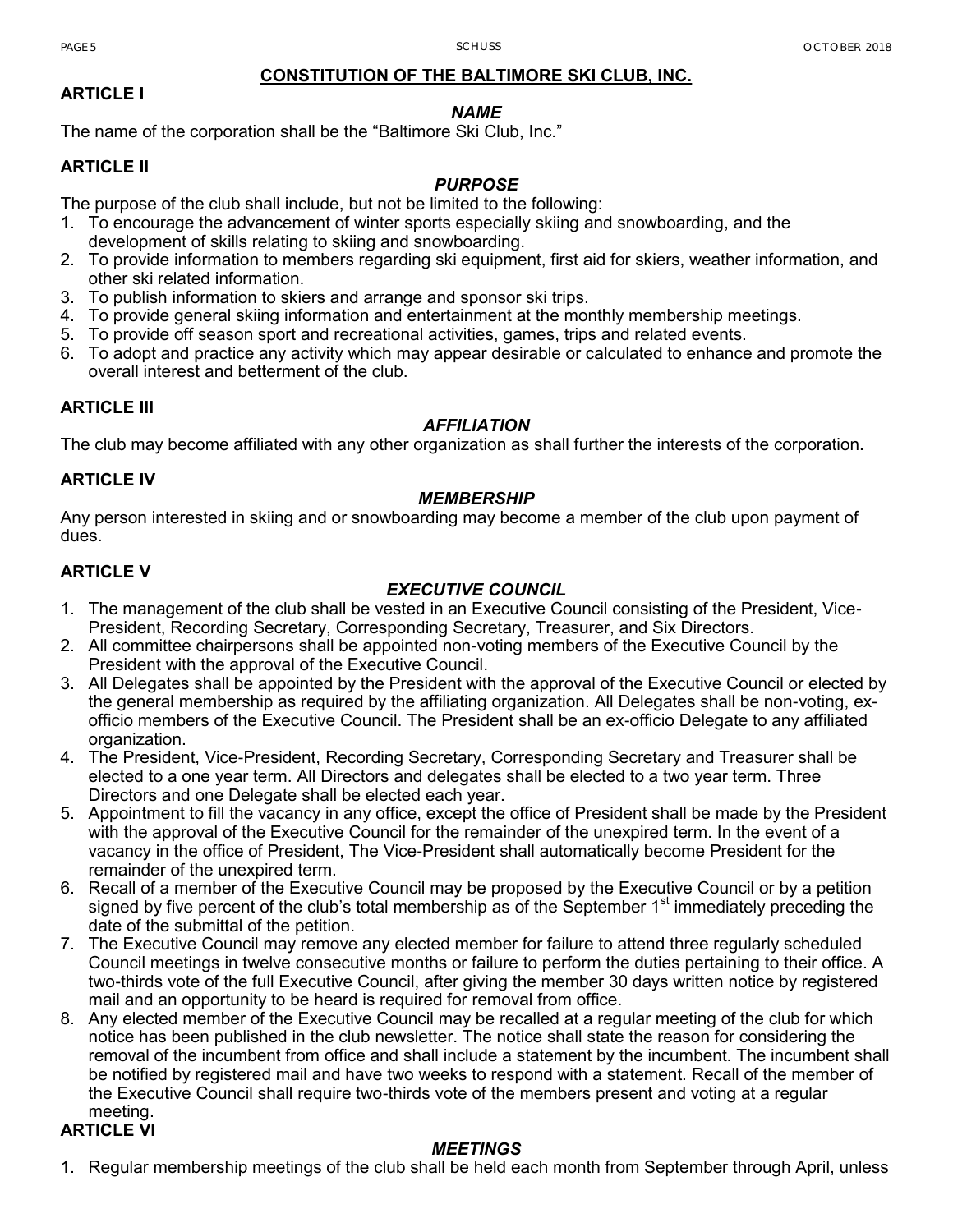# CONSTITUTION OF THE BALTIMORE SKI CLUB, INC.

## ARTICLE I

### *NAME*

The name of the corporation shall be the "Baltimore Ski Club, Inc."

## ARTICLE II

### *PURPOSE*

The purpose of the club shall include, but not be limited to the following:

1. To encourage the advancement of winter sports especially skiing and snowboarding, and the development of skills relating to skiing and snowboarding.
2. To provide information to members regarding ski equipment, first aid for skiers, weather information, and other ski related information.
3. To publish information to skiers and arrange and sponsor ski trips.
4. To provide general skiing information and entertainment at the monthly membership meetings.
5. To provide off season sport and recreational activities, games, trips and related events.
6. To adopt and practice any activity which may appear desirable or calculated to enhance and promote the overall interest and betterment of the club.

## ARTICLE III

### *AFFILIATION*

The club may become affiliated with any other organization as shall further the interests of the corporation.

## ARTICLE IV

### *MEMBERSHIP*

Any person interested in skiing and or snowboarding may become a member of the club upon payment of dues.

## ARTICLE V

### *EXECUTIVE COUNCIL*

1. The management of the club shall be vested in an Executive Council consisting of the President, Vice-President, Recording Secretary, Corresponding Secretary, Treasurer, and Six Directors.
2. All committee chairpersons shall be appointed non-voting members of the Executive Council by the President with the approval of the Executive Council.
3. All Delegates shall be appointed by the President with the approval of the Executive Council or elected by the general membership as required by the affiliating organization. All Delegates shall be non-voting, ex-officio members of the Executive Council. The President shall be an ex-officio Delegate to any affiliated organization.
4. The President, Vice-President, Recording Secretary, Corresponding Secretary and Treasurer shall be elected to a one year term. All Directors and delegates shall be elected to a two year term. Three Directors and one Delegate shall be elected each year.
5. Appointment to fill the vacancy in any office, except the office of President shall be made by the President with the approval of the Executive Council for the remainder of the unexpired term. In the event of a vacancy in the office of President, The Vice-President shall automatically become President for the remainder of the unexpired term.
6. Recall of a member of the Executive Council may be proposed by the Executive Council or by a petition signed by five percent of the club's total membership as of the September 1st immediately preceding the date of the submittal of the petition.
7. The Executive Council may remove any elected member for failure to attend three regularly scheduled Council meetings in twelve consecutive months or failure to perform the duties pertaining to their office. A two-thirds vote of the full Executive Council, after giving the member 30 days written notice by registered mail and an opportunity to be heard is required for removal from office.
8. Any elected member of the Executive Council may be recalled at a regular meeting of the club for which notice has been published in the club newsletter. The notice shall state the reason for considering the removal of the incumbent from office and shall include a statement by the incumbent. The incumbent shall be notified by registered mail and have two weeks to respond with a statement. Recall of the member of the Executive Council shall require two-thirds vote of the members present and voting at a regular meeting.

## ARTICLE VI

### *MEETINGS*

1. Regular membership meetings of the club shall be held each month from September through April, unless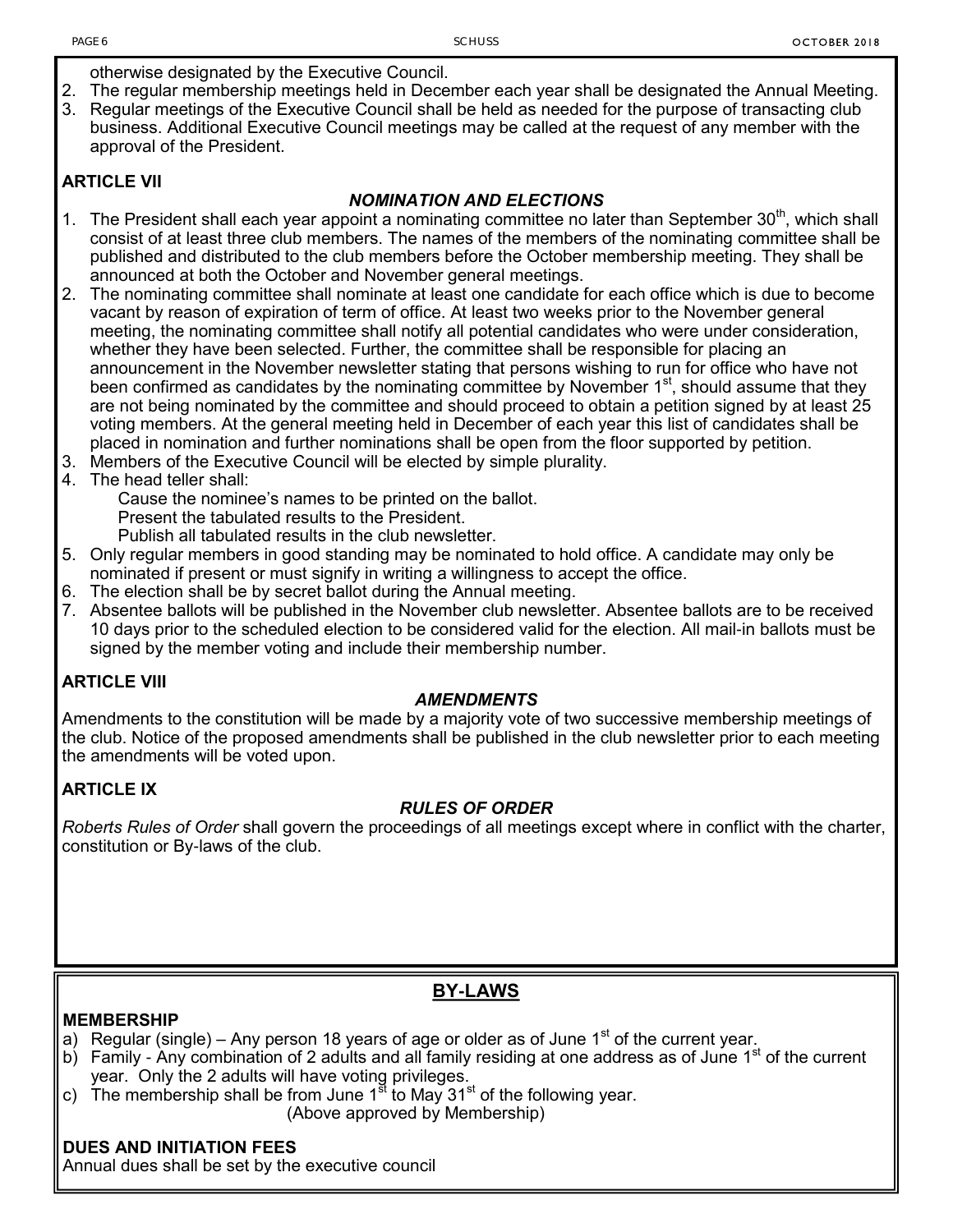otherwise designated by the Executive Council.

2. The regular membership meetings held in December each year shall be designated the Annual Meeting.
3. Regular meetings of the Executive Council shall be held as needed for the purpose of transacting club business. Additional Executive Council meetings may be called at the request of any member with the approval of the President.

**ARTICLE VII**

***NOMINATION AND ELECTIONS***

1. The President shall each year appoint a nominating committee no later than September 30th, which shall consist of at least three club members. The names of the members of the nominating committee shall be published and distributed to the club members before the October membership meeting. They shall be announced at both the October and November general meetings.
2. The nominating committee shall nominate at least one candidate for each office which is due to become vacant by reason of expiration of term of office. At least two weeks prior to the November general meeting, the nominating committee shall notify all potential candidates who were under consideration, whether they have been selected. Further, the committee shall be responsible for placing an announcement in the November newsletter stating that persons wishing to run for office who have not been confirmed as candidates by the nominating committee by November 1st, should assume that they are not being nominated by the committee and should proceed to obtain a petition signed by at least 25 voting members. At the general meeting held in December of each year this list of candidates shall be placed in nomination and further nominations shall be open from the floor supported by petition.
3. Members of the Executive Council will be elected by simple plurality.
4. The head teller shall:
   - Cause the nominee's names to be printed on the ballot.
   - Present the tabulated results to the President.
   - Publish all tabulated results in the club newsletter.
5. Only regular members in good standing may be nominated to hold office. A candidate may only be nominated if present or must signify in writing a willingness to accept the office.
6. The election shall be by secret ballot during the Annual meeting.
7. Absentee ballots will be published in the November club newsletter. Absentee ballots are to be received 10 days prior to the scheduled election to be considered valid for the election. All mail-in ballots must be signed by the member voting and include their membership number.

**ARTICLE VIII**

***AMENDMENTS***

Amendments to the constitution will be made by a majority vote of two successive membership meetings of the club. Notice of the proposed amendments shall be published in the club newsletter prior to each meeting the amendments will be voted upon.

**ARTICLE IX**

***RULES OF ORDER***

*Roberts Rules of Order* shall govern the proceedings of all meetings except where in conflict with the charter, constitution or By-laws of the club.

## BY-LAWS

**MEMBERSHIP**

a) Regular (single) – Any person 18 years of age or older as of June 1st of the current year.
b) Family - Any combination of 2 adults and all family residing at one address as of June 1st of the current year. Only the 2 adults will have voting privileges.
c) The membership shall be from June 1st to May 31st of the following year.

(Above approved by Membership)

**DUES AND INITIATION FEES**

Annual dues shall be set by the executive council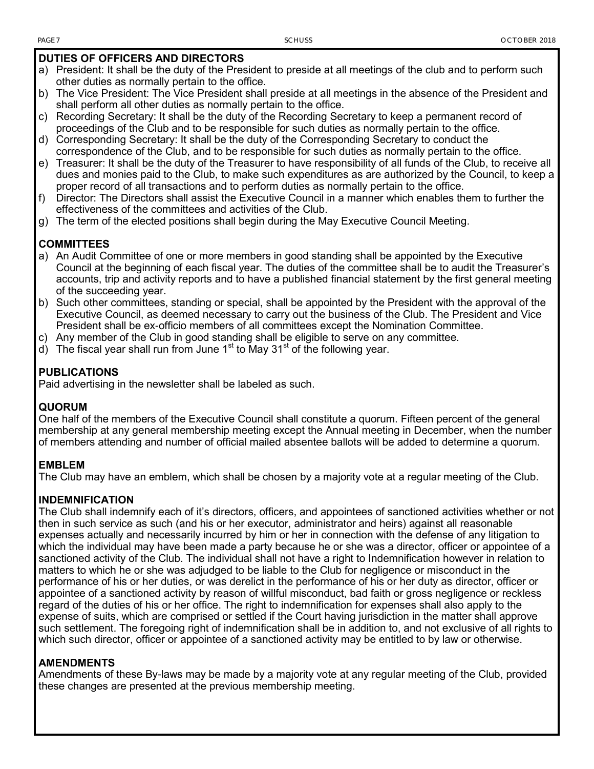## DUTIES OF OFFICERS AND DIRECTORS

a) President: It shall be the duty of the President to preside at all meetings of the club and to perform such other duties as normally pertain to the office.
b) The Vice President: The Vice President shall preside at all meetings in the absence of the President and shall perform all other duties as normally pertain to the office.
c) Recording Secretary: It shall be the duty of the Recording Secretary to keep a permanent record of proceedings of the Club and to be responsible for such duties as normally pertain to the office.
d) Corresponding Secretary: It shall be the duty of the Corresponding Secretary to conduct the correspondence of the Club, and to be responsible for such duties as normally pertain to the office.
e) Treasurer: It shall be the duty of the Treasurer to have responsibility of all funds of the Club, to receive all dues and monies paid to the Club, to make such expenditures as are authorized by the Council, to keep a proper record of all transactions and to perform duties as normally pertain to the office.
f) Director: The Directors shall assist the Executive Council in a manner which enables them to further the effectiveness of the committees and activities of the Club.
g) The term of the elected positions shall begin during the May Executive Council Meeting.

## COMMITTEES

a) An Audit Committee of one or more members in good standing shall be appointed by the Executive Council at the beginning of each fiscal year. The duties of the committee shall be to audit the Treasurer's accounts, trip and activity reports and to have a published financial statement by the first general meeting of the succeeding year.
b) Such other committees, standing or special, shall be appointed by the President with the approval of the Executive Council, as deemed necessary to carry out the business of the Club. The President and Vice President shall be ex-officio members of all committees except the Nomination Committee.
c) Any member of the Club in good standing shall be eligible to serve on any committee.
d) The fiscal year shall run from June 1st to May 31st of the following year.

## PUBLICATIONS

Paid advertising in the newsletter shall be labeled as such.

## QUORUM

One half of the members of the Executive Council shall constitute a quorum. Fifteen percent of the general membership at any general membership meeting except the Annual meeting in December, when the number of members attending and number of official mailed absentee ballots will be added to determine a quorum.

## EMBLEM

The Club may have an emblem, which shall be chosen by a majority vote at a regular meeting of the Club.

## INDEMNIFICATION

The Club shall indemnify each of it's directors, officers, and appointees of sanctioned activities whether or not then in such service as such (and his or her executor, administrator and heirs) against all reasonable expenses actually and necessarily incurred by him or her in connection with the defense of any litigation to which the individual may have been made a party because he or she was a director, officer or appointee of a sanctioned activity of the Club. The individual shall not have a right to Indemnification however in relation to matters to which he or she was adjudged to be liable to the Club for negligence or misconduct in the performance of his or her duties, or was derelict in the performance of his or her duty as director, officer or appointee of a sanctioned activity by reason of willful misconduct, bad faith or gross negligence or reckless regard of the duties of his or her office. The right to indemnification for expenses shall also apply to the expense of suits, which are comprised or settled if the Court having jurisdiction in the matter shall approve such settlement. The foregoing right of indemnification shall be in addition to, and not exclusive of all rights to which such director, officer or appointee of a sanctioned activity may be entitled to by law or otherwise.

## AMENDMENTS

Amendments of these By-laws may be made by a majority vote at any regular meeting of the Club, provided these changes are presented at the previous membership meeting.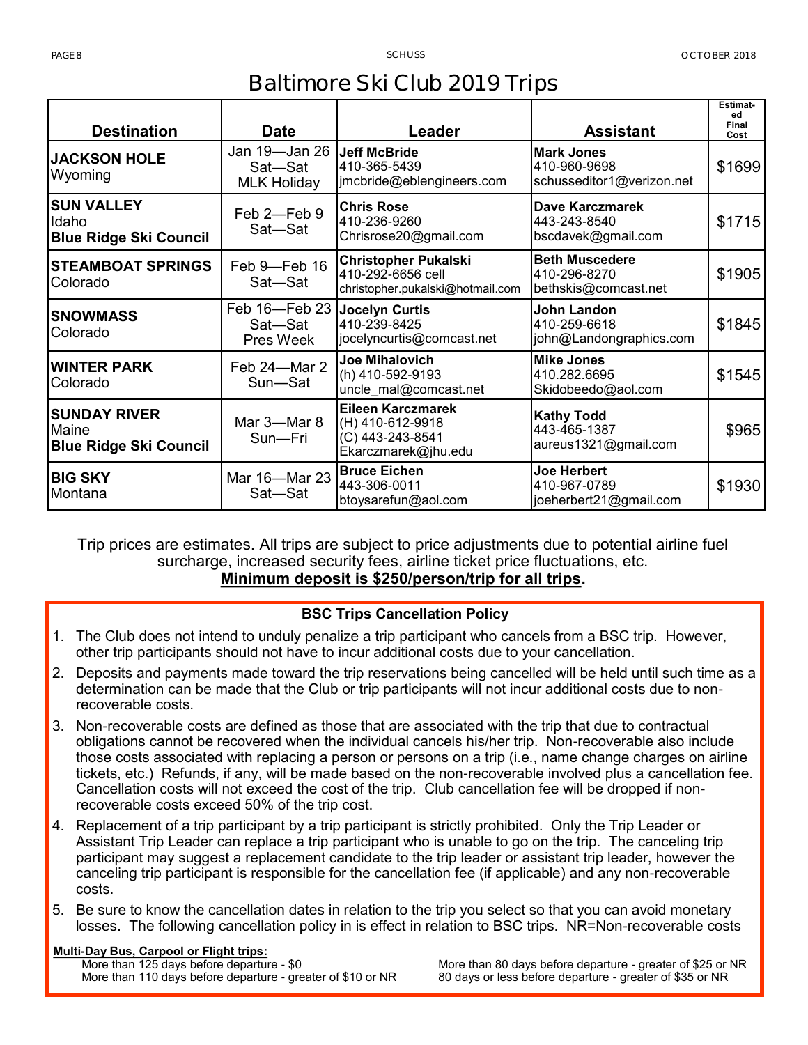# Baltimore Ski Club 2019 Trips

| Destination | Date | Leader | Assistant | Estimated Final Cost |
|---|---|---|---|---|
| **JACKSON HOLE** Wyoming | Jan 19—Jan 26 Sat—Sat MLK Holiday | **Jeff McBride** 410-365-5439 jmcbride@eblengineers.com | **Mark Jones** 410-960-9698 schusseditor1@verizon.net | $1699 |
| **SUN VALLEY** Idaho **Blue Ridge Ski Council** | Feb 2—Feb 9 Sat—Sat | **Chris Rose** 410-236-9260 Chrisrose20@gmail.com | **Dave Karczmarek** 443-243-8540 bscdavek@gmail.com | $1715 |
| **STEAMBOAT SPRINGS** Colorado | Feb 9—Feb 16 Sat—Sat | **Christopher Pukalski** 410-292-6656 cell christopher.pukalski@hotmail.com | **Beth Muscedere** 410-296-8270 bethskis@comcast.net | $1905 |
| **SNOWMASS** Colorado | Feb 16—Feb 23 Sat—Sat Pres Week | **Jocelyn Curtis** 410-239-8425 jocelyncurtis@comcast.net | **John Landon** 410-259-6618 john@Landongraphics.com | $1845 |
| **WINTER PARK** Colorado | Feb 24—Mar 2 Sun—Sat | **Joe Mihalovich** (h) 410-592-9193 uncle_mal@comcast.net | **Mike Jones** 410.282.6695 Skidobeedo@aol.com | $1545 |
| **SUNDAY RIVER** Maine **Blue Ridge Ski Council** | Mar 3—Mar 8 Sun—Fri | **Eileen Karczmarek** (H) 410-612-9918 (C) 443-243-8541 Ekarczmarek@jhu.edu | **Kathy Todd** 443-465-1387 aureus1321@gmail.com | $965 |
| **BIG SKY** Montana | Mar 16—Mar 23 Sat—Sat | **Bruce Eichen** 443-306-0011 btoysarefun@aol.com | **Joe Herbert** 410-967-0789 joeherbert21@gmail.com | $1930 |

Trip prices are estimates. All trips are subject to price adjustments due to potential airline fuel surcharge, increased security fees, airline ticket price fluctuations, etc.

**Minimum deposit is $250/person/trip for all trips.**

### BSC Trips Cancellation Policy

1. The Club does not intend to unduly penalize a trip participant who cancels from a BSC trip. However, other trip participants should not have to incur additional costs due to your cancellation.
2. Deposits and payments made toward the trip reservations being cancelled will be held until such time as a determination can be made that the Club or trip participants will not incur additional costs due to non-recoverable costs.
3. Non-recoverable costs are defined as those that are associated with the trip that due to contractual obligations cannot be recovered when the individual cancels his/her trip. Non-recoverable also include those costs associated with replacing a person or persons on a trip (i.e., name change charges on airline tickets, etc.) Refunds, if any, will be made based on the non-recoverable involved plus a cancellation fee. Cancellation costs will not exceed the cost of the trip. Club cancellation fee will be dropped if non-recoverable costs exceed 50% of the trip cost.
4. Replacement of a trip participant by a trip participant is strictly prohibited. Only the Trip Leader or Assistant Trip Leader can replace a trip participant who is unable to go on the trip. The canceling trip participant may suggest a replacement candidate to the trip leader or assistant trip leader, however the canceling trip participant is responsible for the cancellation fee (if applicable) and any non-recoverable costs.
5. Be sure to know the cancellation dates in relation to the trip you select so that you can avoid monetary losses. The following cancellation policy in is effect in relation to BSC trips. NR=Non-recoverable costs

**Multi-Day Bus, Carpool or Flight trips:**

- More than 125 days before departure - $0
- More than 110 days before departure - greater of $10 or NR
- More than 80 days before departure - greater of $25 or NR
- 80 days or less before departure - greater of $35 or NR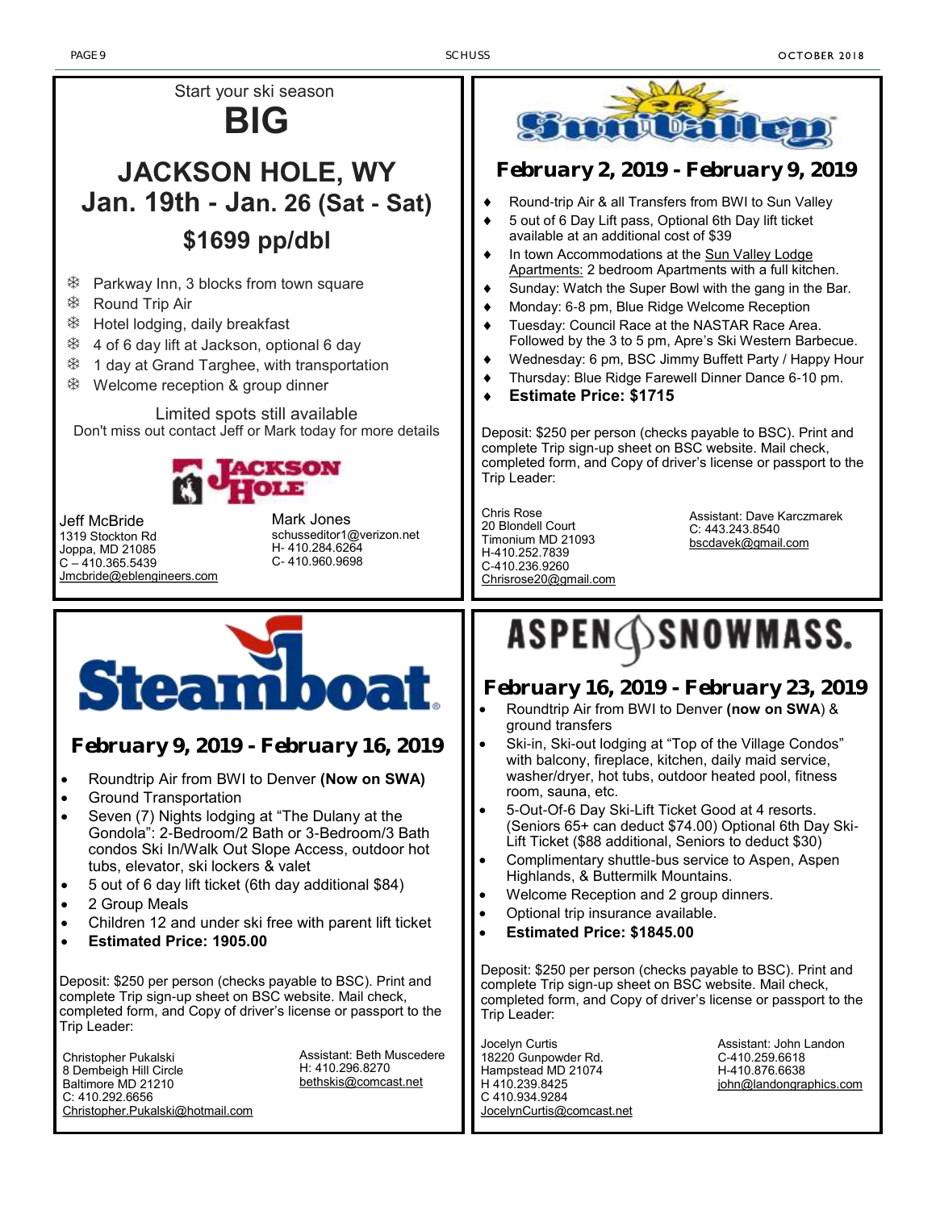Start your ski season

# BIG

## JACKSON HOLE, WY

## Jan. 19th - Jan. 26 (Sat - Sat)

## $1699 pp/dbl

- Parkway Inn, 3 blocks from town square
- Round Trip Air
- Hotel lodging, daily breakfast
- 4 of 6 day lift at Jackson, optional 6 day
- 1 day at Grand Targhee, with transportation
- Welcome reception & group dinner

Limited spots still available

Don't miss out contact Jeff or Mark today for more details

Jeff McBride
1319 Stockton Rd
Joppa, MD 21085
C – 410.365.5439
Jmcbride@eblengineers.com

Mark Jones
schusseditor1@verizon.net
H- 410.284.6264
C- 410.960.9698

---

# Sun Valley

## February 2, 2019 - February 9, 2019

- Round-trip Air & all Transfers from BWI to Sun Valley
- 5 out of 6 Day Lift pass, Optional 6th Day lift ticket available at an additional cost of $39
- In town Accommodations at the Sun Valley Lodge Apartments: 2 bedroom Apartments with a full kitchen.
- Sunday: Watch the Super Bowl with the gang in the Bar.
- Monday: 6-8 pm, Blue Ridge Welcome Reception
- Tuesday: Council Race at the NASTAR Race Area. Followed by the 3 to 5 pm, Apre's Ski Western Barbecue.
- Wednesday: 6 pm, BSC Jimmy Buffett Party / Happy Hour
- Thursday: Blue Ridge Farewell Dinner Dance 6-10 pm.
- **Estimate Price: $1715**

Deposit: $250 per person (checks payable to BSC). Print and complete Trip sign-up sheet on BSC website. Mail check, completed form, and Copy of driver's license or passport to the Trip Leader:

Chris Rose
20 Blondell Court
Timonium MD 21093
H-410.252.7839
C-410.236.9260
Chrisrose20@gmail.com

Assistant: Dave Karczmarek
C: 443.243.8540
bscdavek@gmail.com

---

# Steamboat

## February 9, 2019 - February 16, 2019

- Roundtrip Air from BWI to Denver **(Now on SWA)**
- Ground Transportation
- Seven (7) Nights lodging at "The Dulany at the Gondola": 2-Bedroom/2 Bath or 3-Bedroom/3 Bath condos Ski In/Walk Out Slope Access, outdoor hot tubs, elevator, ski lockers & valet
- 5 out of 6 day lift ticket (6th day additional $84)
- 2 Group Meals
- Children 12 and under ski free with parent lift ticket
- **Estimated Price: 1905.00**

Deposit: $250 per person (checks payable to BSC). Print and complete Trip sign-up sheet on BSC website. Mail check, completed form, and Copy of driver's license or passport to the Trip Leader:

Christopher Pukalski
8 Dembeigh Hill Circle
Baltimore MD 21210
C: 410.292.6656
Christopher.Pukalski@hotmail.com

Assistant: Beth Muscedere
H: 410.296.8270
bethskis@comcast.net

---

# ASPEN SNOWMASS.

## February 16, 2019 - February 23, 2019

- Roundtrip Air from BWI to Denver **(now on SWA)** & ground transfers
- Ski-in, Ski-out lodging at "Top of the Village Condos" with balcony, fireplace, kitchen, daily maid service, washer/dryer, hot tubs, outdoor heated pool, fitness room, sauna, etc.
- 5-Out-Of-6 Day Ski-Lift Ticket Good at 4 resorts. (Seniors 65+ can deduct $74.00) Optional 6th Day Ski-Lift Ticket ($88 additional, Seniors to deduct $30)
- Complimentary shuttle-bus service to Aspen, Aspen Highlands, & Buttermilk Mountains.
- Welcome Reception and 2 group dinners.
- Optional trip insurance available.
- **Estimated Price: $1845.00**

Deposit: $250 per person (checks payable to BSC). Print and complete Trip sign-up sheet on BSC website. Mail check, completed form, and Copy of driver's license or passport to the Trip Leader:

Jocelyn Curtis
18220 Gunpowder Rd.
Hampstead MD 21074
H 410.239.8425
C 410.934.9284
JocelynCurtis@comcast.net

Assistant: John Landon
C-410.259.6618
H-410.876.6638
john@landongraphics.com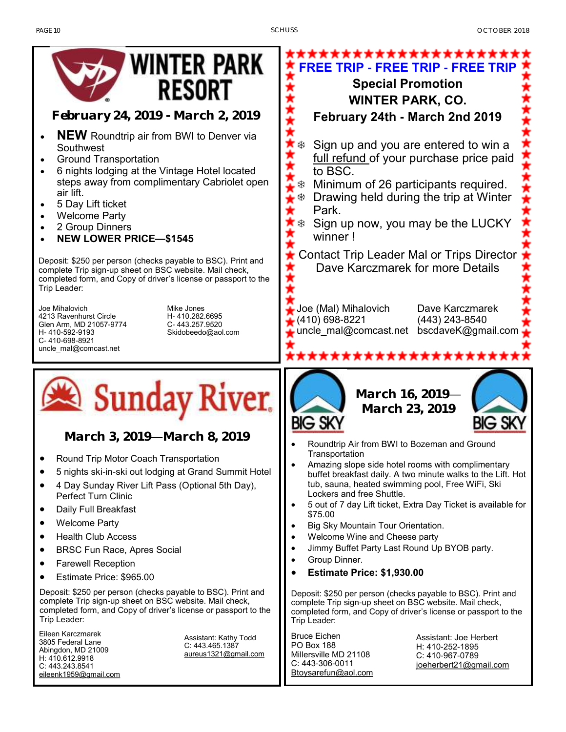## WINTER PARK RESORT

### February 24, 2019 - March 2, 2019

- **NEW** Roundtrip air from BWI to Denver via Southwest
- Ground Transportation
- 6 nights lodging at the Vintage Hotel located steps away from complimentary Cabriolet open air lift.
- 5 Day Lift ticket
- Welcome Party
- 2 Group Dinners
- **NEW LOWER PRICE—$1545**

Deposit: $250 per person (checks payable to BSC). Print and complete Trip sign-up sheet on BSC website. Mail check, completed form, and Copy of driver's license or passport to the Trip Leader:

Joe Mihalovich
4213 Ravenhurst Circle
Glen Arm, MD 21057-9774
H- 410-592-9193
C- 410-698-8921
uncle_mal@comcast.net

Mike Jones
H- 410.282.6695
C- 443.257.9520
Skidobeedo@aol.com

---

**FREE TRIP - FREE TRIP - FREE TRIP**

**Special Promotion**
**WINTER PARK, CO.**
**February 24th - March 2nd 2019**

- Sign up and you are entered to win a full refund of your purchase price paid to BSC.
- Minimum of 26 participants required.
- Drawing held during the trip at Winter Park.
- Sign up now, you may be the LUCKY winner !

Contact Trip Leader Mal or Trips Director Dave Karczmarek for more Details

Joe (Mal) Mihalovich
(410) 698-8221
uncle_mal@comcast.net

Dave Karczmarek
(443) 243-8540
bscdaveK@gmail.com

---

## Sunday River

### March 3, 2019—March 8, 2019

- Round Trip Motor Coach Transportation
- 5 nights ski-in-ski out lodging at Grand Summit Hotel
- 4 Day Sunday River Lift Pass (Optional 5th Day), Perfect Turn Clinic
- Daily Full Breakfast
- Welcome Party
- Health Club Access
- BRSC Fun Race, Apres Social
- Farewell Reception
- Estimate Price: $965.00

Deposit: $250 per person (checks payable to BSC). Print and complete Trip sign-up sheet on BSC website. Mail check, completed form, and Copy of driver's license or passport to the Trip Leader:

Eileen Karczmarek
3805 Federal Lane
Abingdon, MD 21009
H: 410.612.9918
C: 443.243.8541
eileenk1959@gmail.com

Assistant: Kathy Todd
C: 443.465.1387
aureus1321@gmail.com

---

## BIG SKY

### March 16, 2019—March 23, 2019

- Roundtrip Air from BWI to Bozeman and Ground Transportation
- Amazing slope side hotel rooms with complimentary buffet breakfast daily. A two minute walks to the Lift. Hot tub, sauna, heated swimming pool, Free WiFi, Ski Lockers and free Shuttle.
- 5 out of 7 day Lift ticket, Extra Day Ticket is available for $75.00
- Big Sky Mountain Tour Orientation.
- Welcome Wine and Cheese party
- Jimmy Buffet Party Last Round Up BYOB party.
- Group Dinner.
- **Estimate Price: $1,930.00**

Deposit: $250 per person (checks payable to BSC). Print and complete Trip sign-up sheet on BSC website. Mail check, completed form, and Copy of driver's license or passport to the Trip Leader:

Bruce Eichen
PO Box 188
Millersville MD 21108
C: 443-306-0011
Btoysarefun@aol.com

Assistant: Joe Herbert
H: 410-252-1895
C: 410-967-0789
joeherbert21@gmail.com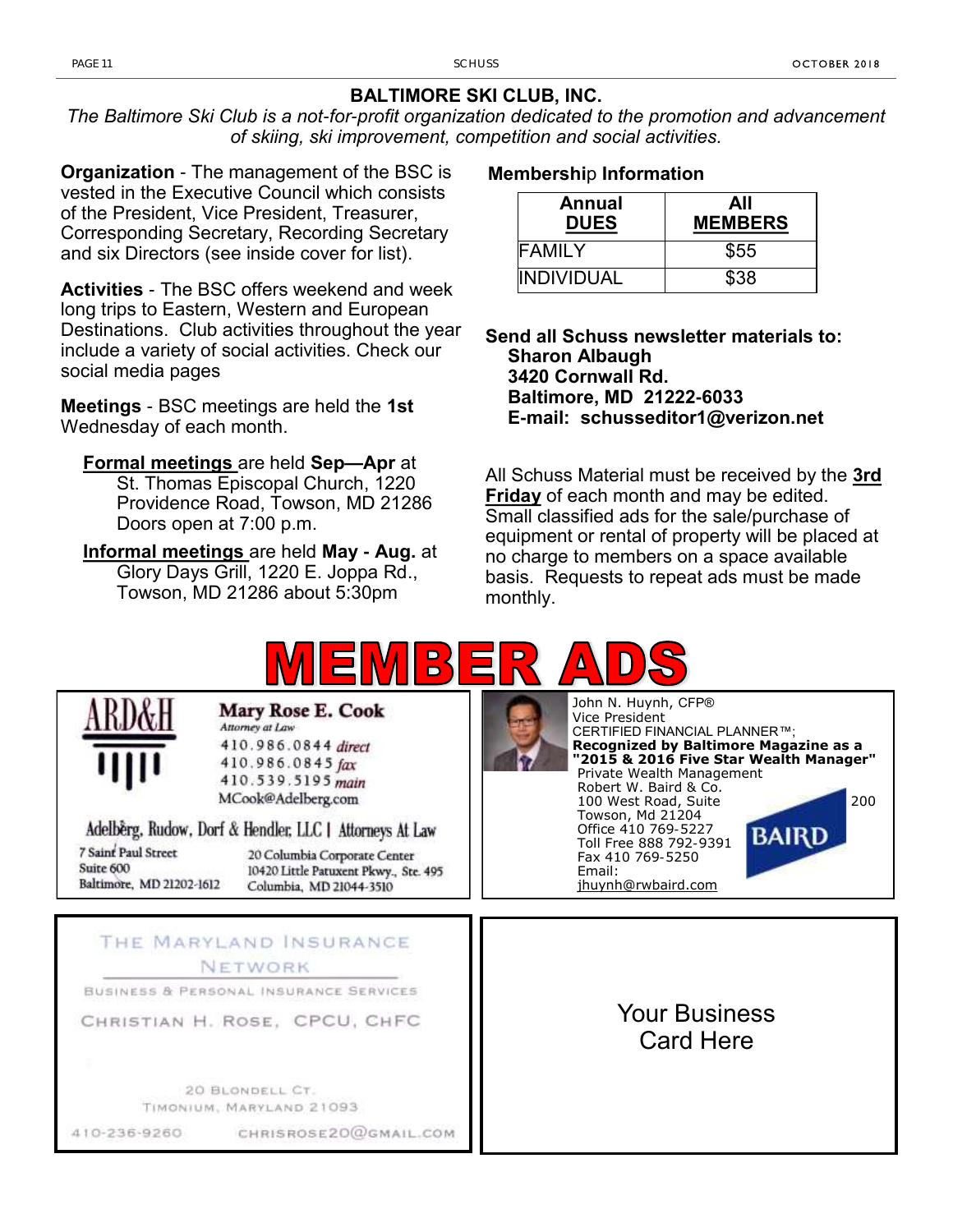## BALTIMORE SKI CLUB, INC.

*The Baltimore Ski Club is a not-for-profit organization dedicated to the promotion and advancement of skiing, ski improvement, competition and social activities.*

**Organization** - The management of the BSC is vested in the Executive Council which consists of the President, Vice President, Treasurer, Corresponding Secretary, Recording Secretary and six Directors (see inside cover for list).

**Activities** - The BSC offers weekend and week long trips to Eastern, Western and European Destinations. Club activities throughout the year include a variety of social activities. Check our social media pages

**Meetings** - BSC meetings are held the **1st** Wednesday of each month.

**Formal meetings** are held **Sep—Apr** at St. Thomas Episcopal Church, 1220 Providence Road, Towson, MD 21286 Doors open at 7:00 p.m.

**Informal meetings** are held **May - Aug.** at Glory Days Grill, 1220 E. Joppa Rd., Towson, MD 21286 about 5:30pm

**Membership Information**

| Annual DUES | All MEMBERS |
|---|---|
| FAMILY | $55 |
| INDIVIDUAL | $38 |

**Send all Schuss newsletter materials to:**
**Sharon Albaugh**
**3420 Cornwall Rd.**
**Baltimore, MD 21222-6033**
**E-mail: schusseditor1@verizon.net**

All Schuss Material must be received by the **3rd Friday** of each month and may be edited. Small classified ads for the sale/purchase of equipment or rental of property will be placed at no charge to members on a space available basis. Requests to repeat ads must be made monthly.

# MEMBER ADS

ARD&H

**Mary Rose E. Cook**
*Attorney at Law*
410.986.0844 *direct*
410.986.0845 *fax*
410.539.5195 *main*
MCook@Adelberg.com

Adelberg, Rudow, Dorf & Hendler, LLC | Attorneys At Law

7 Saint Paul Street
Suite 600
Baltimore, MD 21202-1612

20 Columbia Corporate Center
10420 Little Patuxent Pkwy., Ste. 495
Columbia, MD 21044-3510

John N. Huynh, CFP®
Vice President
CERTIFIED FINANCIAL PLANNER™;
**Recognized by Baltimore Magazine as a "2015 & 2016 Five Star Wealth Manager"**
Private Wealth Management
Robert W. Baird & Co.
100 West Road, Suite 200
Towson, Md 21204
Office 410 769-5227
Toll Free 888 792-9391
Fax 410 769-5250
Email:
jhuynh@rwbaird.com

BAIRD

THE MARYLAND INSURANCE NETWORK

BUSINESS & PERSONAL INSURANCE SERVICES

CHRISTIAN H. ROSE, CPCU, CHFC

20 BLONDELL CT.
TIMONIUM, MARYLAND 21093

410-236-9260 CHRISROSE20@GMAIL.COM

Your Business Card Here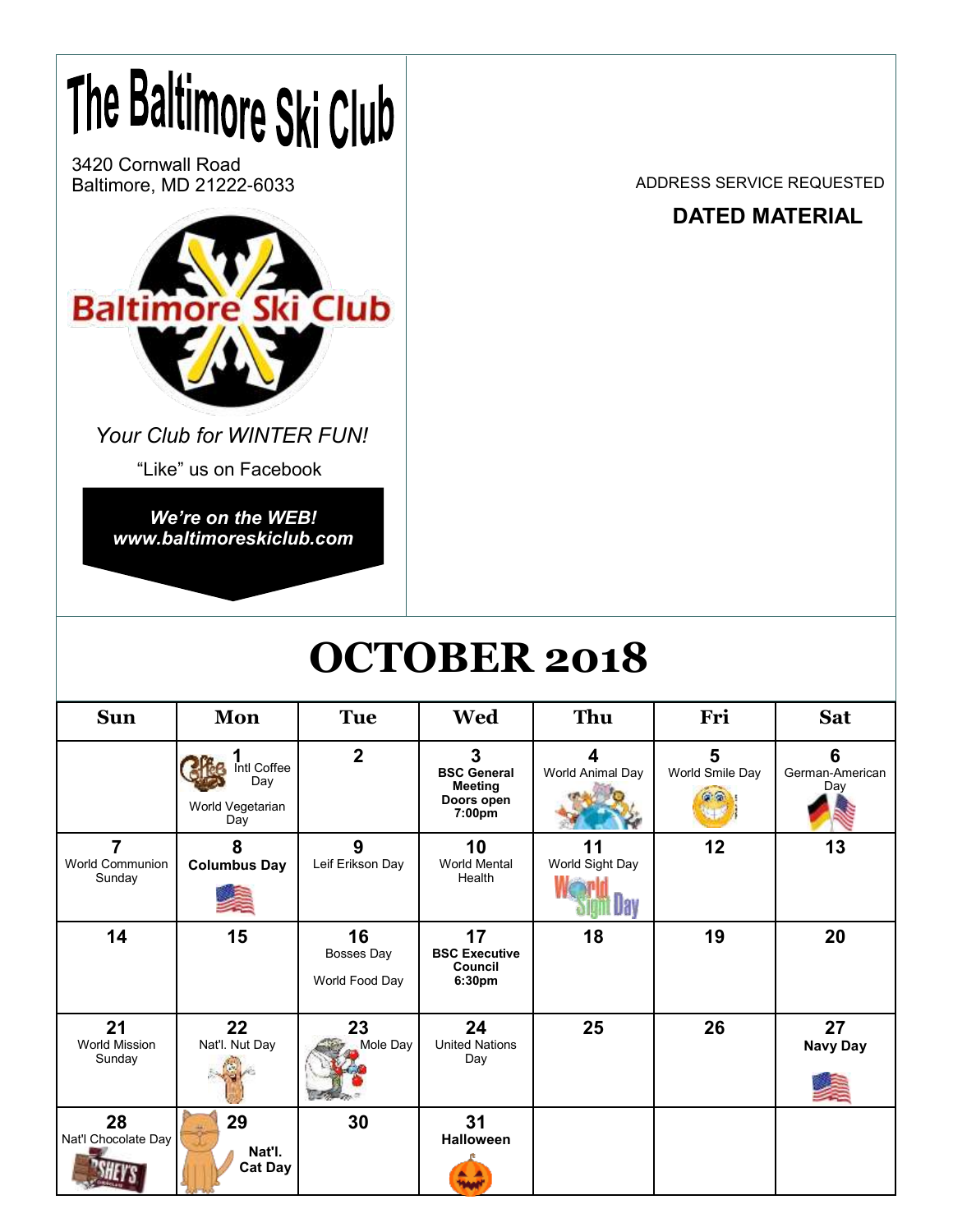# The Baltimore Ski Club

3420 Cornwall Road
Baltimore, MD 21222-6033

Baltimore Ski Club

*Your Club for WINTER FUN!*

"Like" us on Facebook

***We're on the WEB!***
***www.baltimoreskiclub.com***

ADDRESS SERVICE REQUESTED

**DATED MATERIAL**

# OCTOBER 2018

| Sun | Mon | Tue | Wed | Thu | Fri | Sat |
|---|---|---|---|---|---|---|
| | 1 Intl Coffee Day<br>World Vegetarian Day | 2 | 3 **BSC General Meeting Doors open 7:00pm** | 4 World Animal Day | 5 World Smile Day | 6 German-American Day |
| 7 World Communion Sunday | 8 **Columbus Day** | 9 Leif Erikson Day | 10 World Mental Health | 11 World Sight Day | 12 | 13 |
| 14 | 15 | 16 Bosses Day<br>World Food Day | 17 **BSC Executive Council 6:30pm** | 18 | 19 | 20 |
| 21 World Mission Sunday | 22 Nat'l. Nut Day | 23 Mole Day | 24 United Nations Day | 25 | 26 | 27 **Navy Day** |
| 28 Nat'l Chocolate Day | 29 **Nat'l. Cat Day** | 30 | 31 **Halloween** | | | |